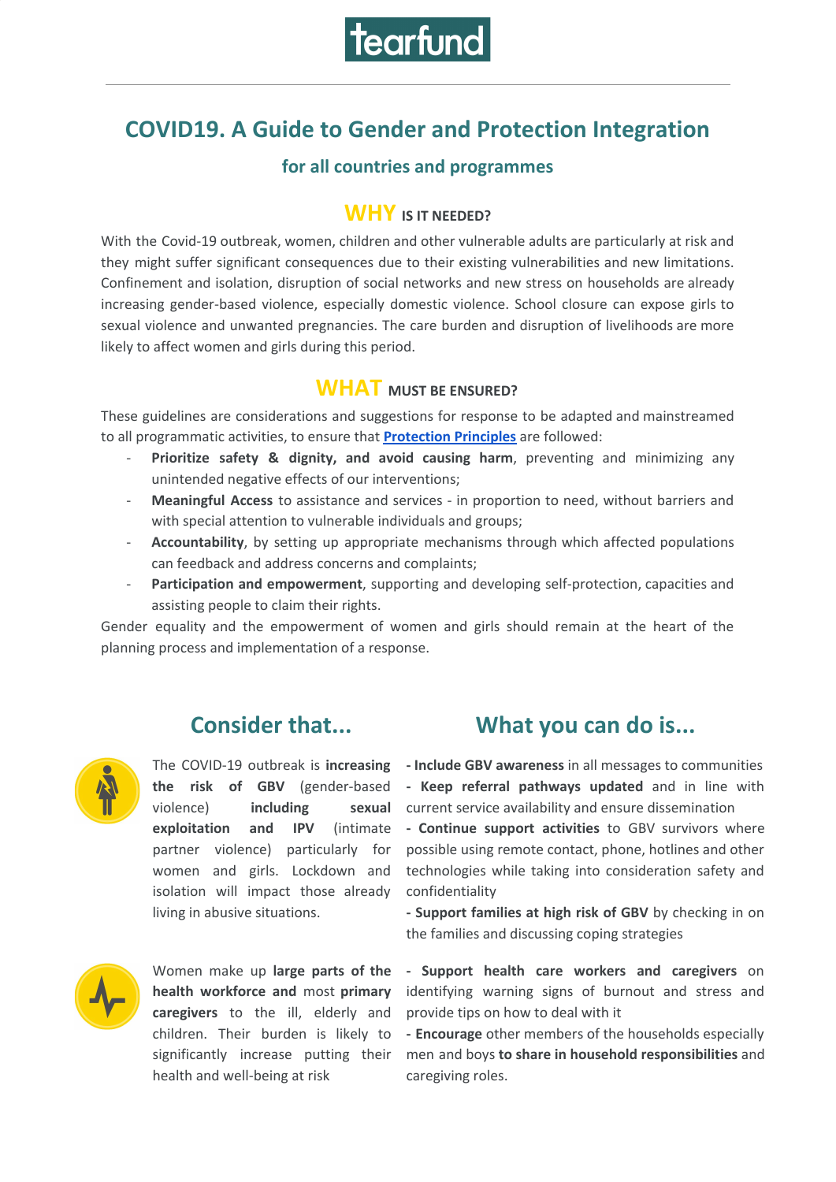tearfund

# COVID19. A Guide to Gender and Protection Integration

## for all countries and programmes

### WHY IS IT NEEDED?

With the Covid-19 outbreak, women, children and other vulnerable adults are particularly at risk and they might suffer significant consequences due to their existing vulnerabilities and new limitations. Confinement and isolation, disruption of social networks and new stress on households are already increasing gender-based violence, especially domestic violence. School closure can expose girls to sexual violence and unwanted pregnancies. The care burden and disruption of livelihoods are more likely to affect women and girls during this period.

### WHAT MUST BE ENSURED?

These guidelines are considerations and suggestions for response to be adapted and mainstreamed to all programmatic activities, to ensure that **Protection Principles** are followed:

- **Prioritize safety & dignity, and avoid causing harm**, preventing and minimizing any unintended negative effects of our interventions;
- **Meaningful Access** to assistance and services - in proportion to need, without barriers and with special attention to vulnerable individuals and groups;
- **Accountability**, by setting up appropriate mechanisms through which affected populations can feedback and address concerns and complaints;
- **Participation and empowerment**, supporting and developing self-protection, capacities and assisting people to claim their rights.

Gender equality and the empowerment of women and girls should remain at the heart of the planning process and implementation of a response.

| Consider that... | What you can do is... |
| --- | --- |
| The COVID-19 outbreak is **increasing the risk of GBV** (gender-based violence) **including sexual exploitation and IPV** (intimate partner violence) particularly for women and girls. Lockdown and isolation will impact those already living in abusive situations. | - **Include GBV awareness** in all messages to communities<br>- **Keep referral pathways updated** and in line with current service availability and ensure dissemination<br>- **Continue support activities** to GBV survivors where possible using remote contact, phone, hotlines and other technologies while taking into consideration safety and confidentiality<br>- **Support families at high risk of GBV** by checking in on the families and discussing coping strategies |
| Women make up **large parts of the health workforce and** most **primary caregivers** to the ill, elderly and children. Their burden is likely to significantly increase putting their health and well-being at risk | - **Support health care workers and caregivers** on identifying warning signs of burnout and stress and provide tips on how to deal with it<br>- **Encourage** other members of the households especially men and boys **to share in household responsibilities** and caregiving roles. |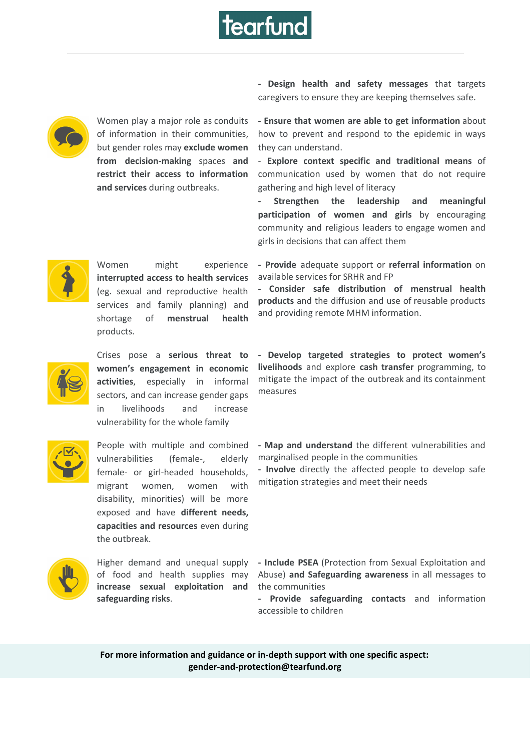- **Design health and safety messages** that targets caregivers to ensure they are keeping themselves safe.

Women play a major role as conduits of information in their communities, but gender roles may **exclude women from decision-making** spaces **and restrict their access to information and services** during outbreaks.

- **Ensure that women are able to get information** about how to prevent and respond to the epidemic in ways they can understand.
- **Explore context specific and traditional means** of communication used by women that do not require gathering and high level of literacy
- **Strengthen the leadership and meaningful participation of women and girls** by encouraging community and religious leaders to engage women and girls in decisions that can affect them

Women might experience **interrupted access to health services** (eg. sexual and reproductive health services and family planning) and shortage of **menstrual health** products.

- **Provide** adequate support or **referral information** on available services for SRHR and FP
- **Consider safe distribution of menstrual health products** and the diffusion and use of reusable products and providing remote MHM information.

Crises pose a **serious threat to women's engagement in economic activities**, especially in informal sectors, and can increase gender gaps in livelihoods and increase vulnerability for the whole family

- **Develop targeted strategies to protect women's livelihoods** and explore **cash transfer** programming, to mitigate the impact of the outbreak and its containment measures

People with multiple and combined vulnerabilities (female-, elderly female- or girl-headed households, migrant women, women with disability, minorities) will be more exposed and have **different needs, capacities and resources** even during the outbreak.

- **Map and understand** the different vulnerabilities and marginalised people in the communities
- **Involve** directly the affected people to develop safe mitigation strategies and meet their needs

Higher demand and unequal supply of food and health supplies may **increase sexual exploitation and safeguarding risks**.

- **Include PSEA** (Protection from Sexual Exploitation and Abuse) **and Safeguarding awareness** in all messages to the communities
- **Provide safeguarding contacts** and information accessible to children

**For more information and guidance or in-depth support with one specific aspect: gender-and-protection@tearfund.org**